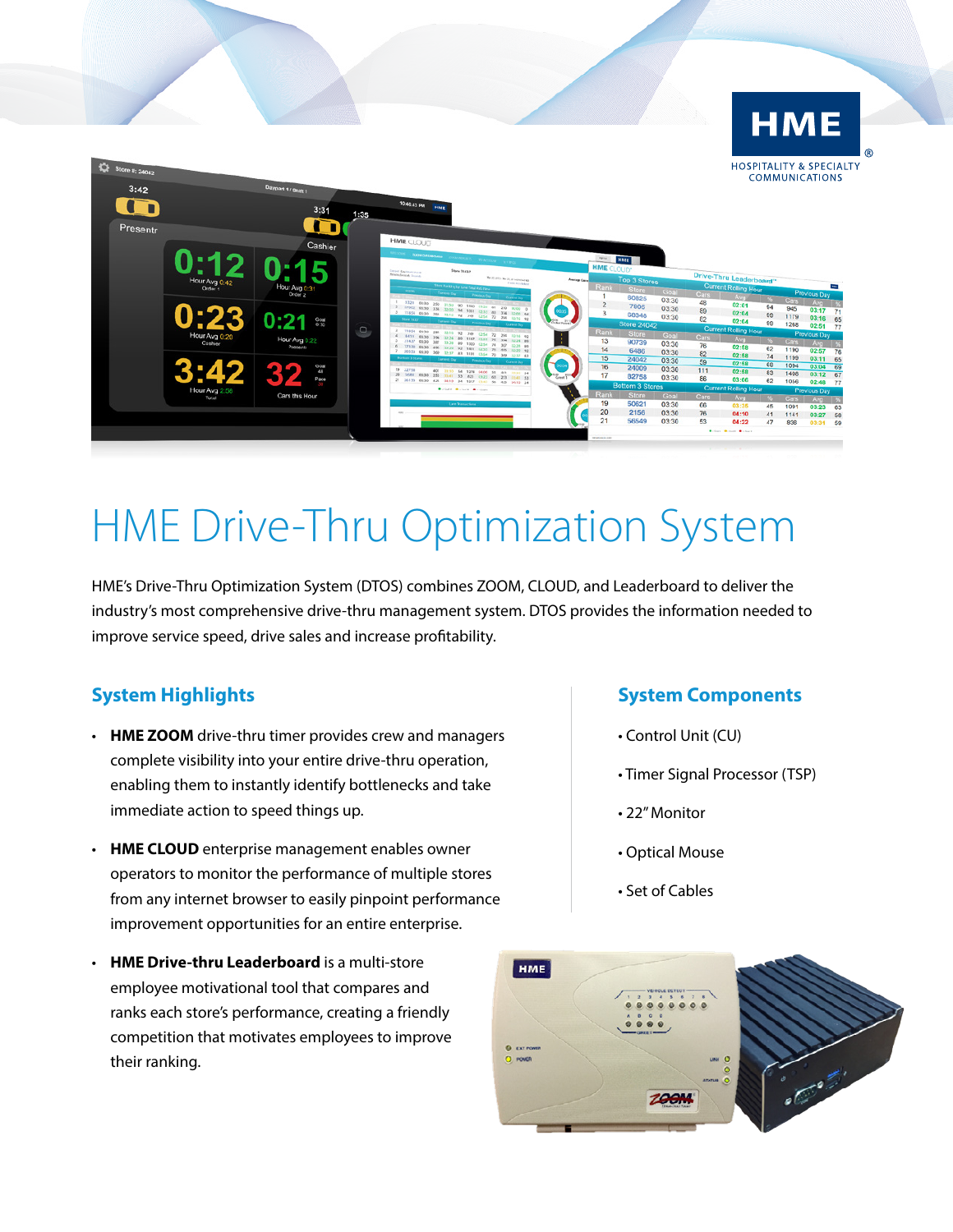# HME Drive-Thru Optimization System

HME's Drive-Thru Optimization System (DTOS) combines ZOOM, CLOUD, and Leaderboard to deliver the industry's most comprehensive drive-thru management system. DTOS provides the information needed to improve service speed, drive sales and increase profitability.

## System Highlights

- **HME ZOOM** drive-thru timer provides crew and managers complete visibility into your entire drive-thru operation, enabling them to instantly identify bottlenecks and take immediate action to speed things up.
- **HME CLOUD** enterprise management enables owner operators to monitor the performance of multiple stores from any internet browser to easily pinpoint performance improvement opportunities for an entire enterprise.
- **HME Drive-thru Leaderboard** is a multi-store employee motivational tool that compares and ranks each store's performance, creating a friendly competition that motivates employees to improve their ranking.

## System Components

- Control Unit (CU)
- Timer Signal Processor (TSP)
- 22" Monitor
- Optical Mouse
- Set of Cables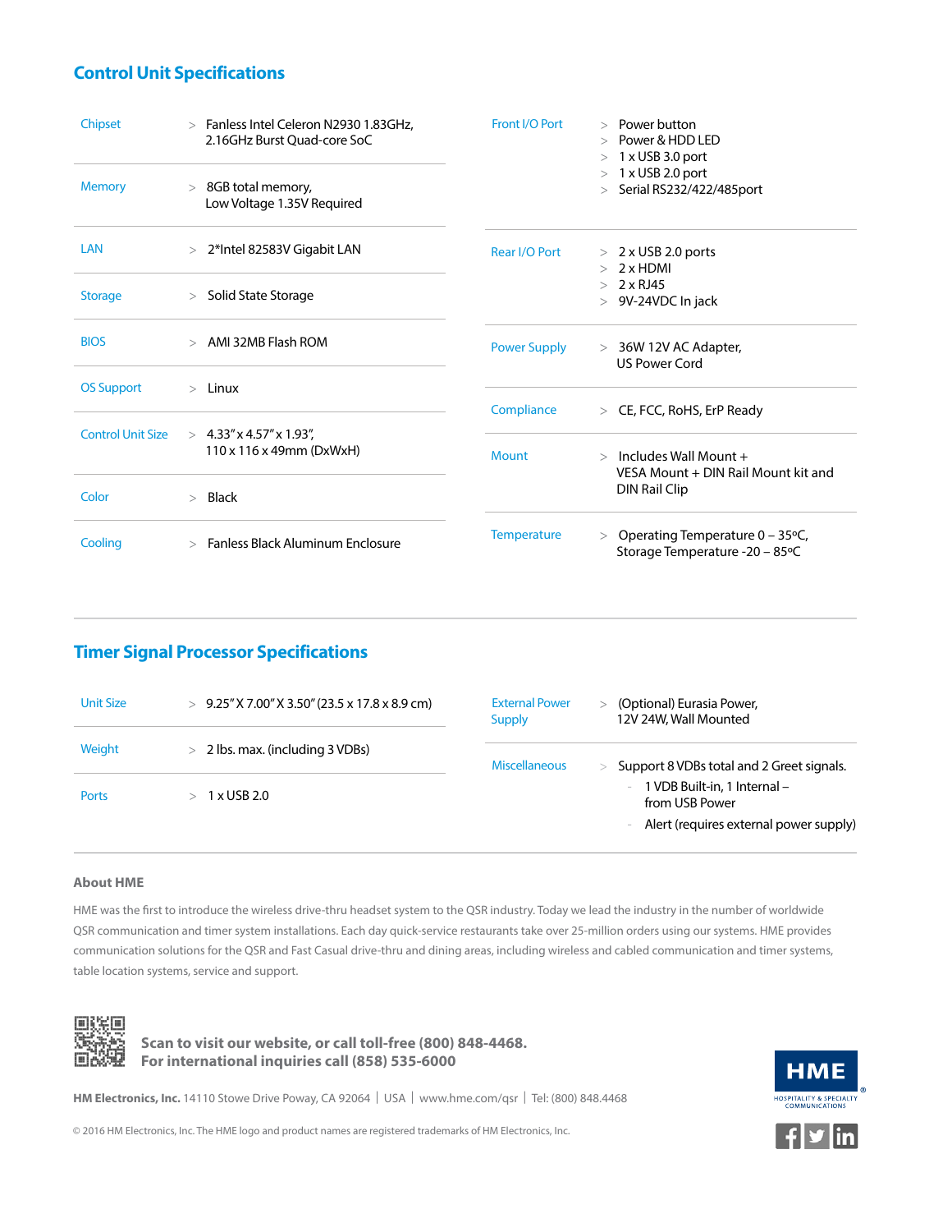## Control Unit Specifications

| | |
|---|---|
| Chipset | Fanless Intel Celeron N2930 1.83GHz, 2.16GHz Burst Quad-core SoC |
| Memory | 8GB total memory, Low Voltage 1.35V Required |
| LAN | 2*Intel 82583V Gigabit LAN |
| Storage | Solid State Storage |
| BIOS | AMI 32MB Flash ROM |
| OS Support | Linux |
| Control Unit Size | 4.33" x 4.57" x 1.93", 110 x 116 x 49mm (DxWxH) |
| Color | Black |
| Cooling | Fanless Black Aluminum Enclosure |
| Front I/O Port | Power button<br>Power & HDD LED<br>1 x USB 3.0 port<br>1 x USB 2.0 port<br>Serial RS232/422/485port |
| Rear I/O Port | 2 x USB 2.0 ports<br>2 x HDMI<br>2 x RJ45<br>9V-24VDC In jack |
| Power Supply | 36W 12V AC Adapter, US Power Cord |
| Compliance | CE, FCC, RoHS, ErP Ready |
| Mount | Includes Wall Mount + VESA Mount + DIN Rail Mount kit and DIN Rail Clip |
| Temperature | Operating Temperature 0 – 35ºC, Storage Temperature -20 – 85ºC |

## Timer Signal Processor Specifications

| | |
|---|---|
| Unit Size | 9.25" X 7.00" X 3.50" (23.5 x 17.8 x 8.9 cm) |
| Weight | 2 lbs. max. (including 3 VDBs) |
| Ports | 1 x USB 2.0 |
| External Power Supply | (Optional) Eurasia Power, 12V 24W, Wall Mounted |
| Miscellaneous | Support 8 VDBs total and 2 Greet signals.<br>- 1 VDB Built-in, 1 Internal – from USB Power<br>- Alert (requires external power supply) |

### About HME

HME was the first to introduce the wireless drive-thru headset system to the QSR industry. Today we lead the industry in the number of worldwide QSR communication and timer system installations. Each day quick-service restaurants take over 25-million orders using our systems. HME provides communication solutions for the QSR and Fast Casual drive-thru and dining areas, including wireless and cabled communication and timer systems, table location systems, service and support.

**Scan to visit our website, or call toll-free (800) 848-4468.**
**For international inquiries call (858) 535-6000**

**HM Electronics, Inc.** 14110 Stowe Drive Poway, CA 92064 | USA | www.hme.com/qsr | Tel: (800) 848.4468

© 2016 HM Electronics, Inc. The HME logo and product names are registered trademarks of HM Electronics, Inc.

HME® HOSPITALITY & SPECIALTY COMMUNICATIONS